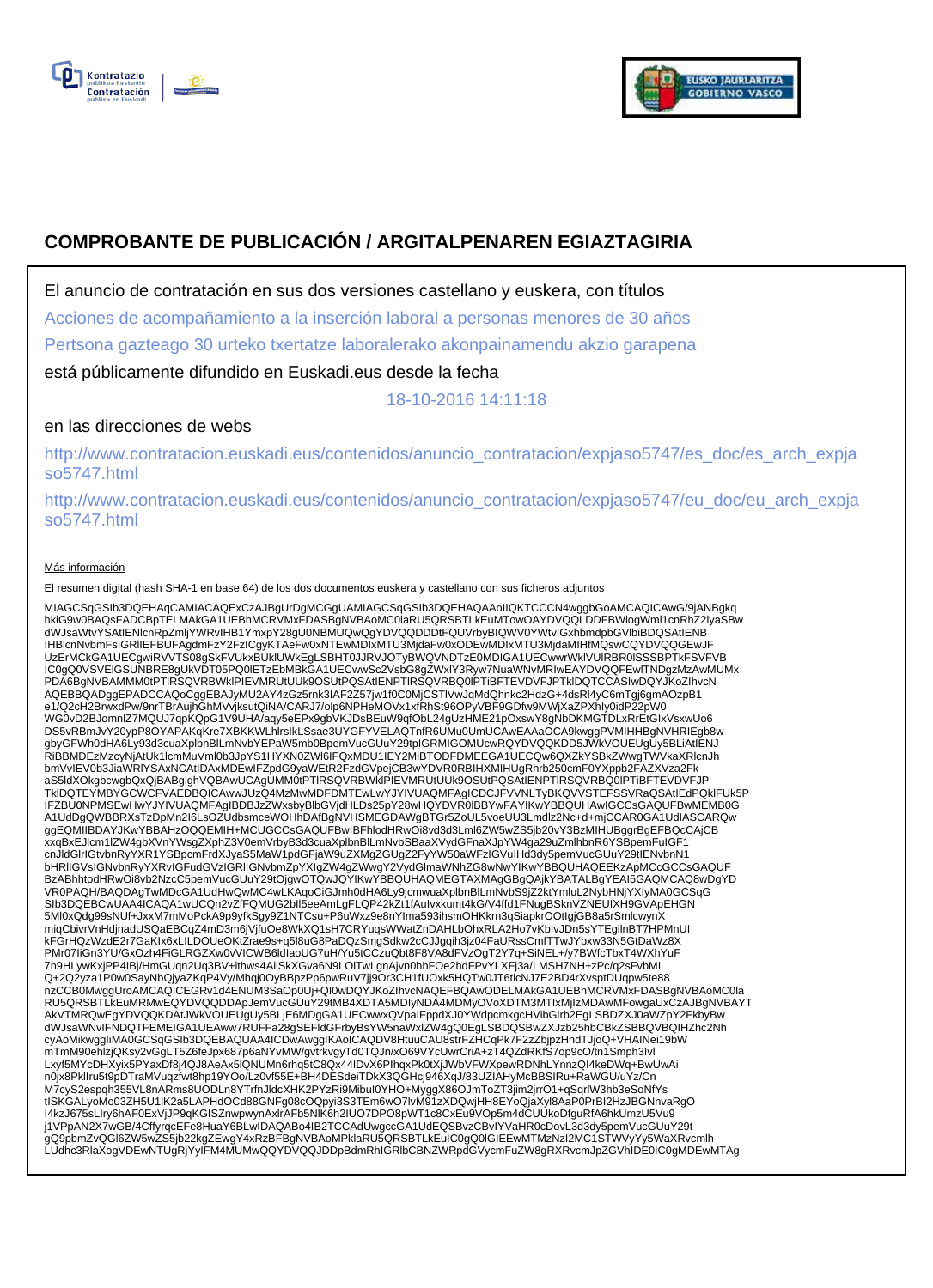# COMPROBANTE DE PUBLICACIÓN / ARGITALPENAREN EGIAZTAGIRIA

El anuncio de contratación en sus dos versiones castellano y euskera, con títulos

Acciones de acompañamiento a la inserción laboral a personas menores de 30 años

Pertsona gazteago 30 urteko txertatze laboralerako akonpainamendu akzio garapena

está públicamente difundido en Euskadi.eus desde la fecha

18-10-2016 14:11:18

en las direcciones de webs

http://www.contratacion.euskadi.eus/contenidos/anuncio_contratacion/expjaso5747/es_doc/es_arch_expjaso5747.html

http://www.contratacion.euskadi.eus/contenidos/anuncio_contratacion/expjaso5747/eu_doc/eu_arch_expjaso5747.html

Más información

El resumen digital (hash SHA-1 en base 64) de los dos documentos euskera y castellano con sus ficheros adjuntos

MIAGCSqGSIb3DQEHAqCAMIACAQExCzAJBgUrDgMCGgUAMIAGCSqGSIb3DQEHAQAAoIIQKTCCCN4wggbGoAMCAQICAwG/9jANBgkq
hkiG9w0BAQsFADCBpTELMAkGA1UEBhMCRVMxFDASBgNVBAoMC0laRU5QRSBTLkEuMTowOAYDVQQLDDFBWlogWml1cnRhZ2lyaSBw
dWJsaWtvYSAtIENlcnRpZmljYWRvIHB1YmxpY28gU0NBMUQwQgYDVQQDDDtFQUVrbyBIQWV0YWtvIGxhbmdpbGVlbiBDQSAtIENB
IHBlcnNvbmFsIGRlIEFBUFAgdmFzY2FzICgyKTAeFw0xNTEwMDIxMTU3MjdaFw0xODEwMDIxMTU3MjdaMIHfMQswCQYDVQQGEwJF
UzErMCkGA1UECgwiRVVTS08gSkFVUkxBUklUWkEgLSBHT0JJRVJOTyBWQVNDTzE0MDIGA1UECwwrWklVUlRBR0lSSSBPTkFSVFVB
IC0gQ0VSVElGSUNBRE8gUkVDT05PQ0lETzEbMBkGA1UECwwSc2VsbG8gZWxlY3Ryw7NuaWNvMRIwEAYDVQQFEwlTNDgzMzAwMUMx
PDA6BgNVBAMMM0tPTlRSQVRBWklPIEVMRUtUUk9OSUtPQSAtIENPTlRSQVRBQ0lPTiBFTEVDVFJPTklDQTCCASIwDQYJKoZIhvcN
AQEBBQADggEPADCCAQoCggEBAJyMU2AY4zGz5rnk3IAF2Z57jw1f0C0MjCSTlVwJqMdQhnkc2HdzG+4dsRl4yC6mTgj6gmAOzpB1
e1/Q2cH2BrwxdPw/9nrTBrAujhGhMVvjksutQiNA/CARJ7/olp6NPHeMOVx1xfRhSt96OPyVBF9GDfw9MWjXaZPXhly0idP22pW0
WG0vD2BJomnlZ7MQUJ7qpKQpG1V9UHA/aqy5eEPx9gbVKJDsBEuW9qfObL24gUzHME21pOxswY8gNbDKMGTDLxRrEtGIxVsxwUo6
DS5vRBmJvY20ypP8OYAPAKqKre7XBKKWLhlrsIkLSsae3UYGFYVELAQTnfR6UMu0UmUCAwEAAaOCA9kwggPVMIHHBgNVHRIEgb8w
gbyGFWh0dHA6Ly93d3cuaXplbnBlLmNvbYEPaW5mb0BpemVucGUuY29tpIGRMIGOMUcwRQYDVQQKDD5JWkVOUEUgUy5BLiAtIENJ
RiBBMDEzMzcyNjAtUk1lcmMuVml0b3JpYS1HYXN0ZWl6IFQxMDU1IEY2MiBTODFDMEEGA1UECQw6QXZkYSBkZWwgTWVkaXRlcnJh
bmVvIEV0b3JiaWRlYSAxNCAtIDAxMDEwIFZpdG9yaWEtR2FzdGVpejCB3wYDVR0RBIHXMIHUgRhrb250cmF0YXppb24tZAZXVza2Fk
aS5ldXOkgbcwgbQxQjBABgIghVQBAwUCAgUMM0tPTlRSQVRBWklPIEVMRUtUUk9OSUtPQSAtIENPTlRSQVRBQ0lPTiBFTEVDVFJP
TklDQTEYMBYGCWCFVAEDBQICAwwJUzQ4MzMwMDFDMTEwLwYJYIVUAQMFAgICDCJFVVNLTyBKQVVSTEFSSVRaQSAtIEdPQklFUk5P
IFZBU0NPMSEwHwYJYIVUAQMFAgIBDBJzZWxsbyBlbGVjdHLDs25pY28wHQYDVR0lBBYwFAYIKwYBBQUHAwIGCCsGAQUFBwMEMB0G
A1UdDgQWBBRXsTzDpMn2I6LsOZUdbsmceWOHhDAfBgNVHSMEGDAWgBTGr5ZoUL5voeUU3Lmdlz2Nc+d+mjCCAR0GA1UdIASCARQw
ggEQMIIBDAYJKwYBBAHzOQQEMIH+MCUGCCsGAQUFBwIBFhlodHRwOi8vd3d3Lml6ZW5wZS5jb20vY3BzMIHUBggrBgEFBQcCAjCB
xxqBxEJlcm1lZW4gbXVnYWsgZXphZ3V0emVrbyB3d3cuaXplbnBlLmNvbSBaaXVydGFnaXJpYW4ga29uZmlhbnR6YSBpemFuIGF1
cnJldGlrIGtvbnRyYXR1YSBpcmFrdXJyaS5MaW1pdGFjaW9uZXMgZGUgZ2FyYW50aWFzIGVuIHd3dy5pemVucGUuY29tIENvbnN1
bHRlIGVsIGNvbnRyYXRvIGFudGVzIGRlIGNvbmZpYXIgZW4gZWwgY2VydGlmaWNhZG8wNwYIKwYBBQUHAQEEKzApMCcGCCsGAQUF
BzABhhtodHRwOi8vb2NzcC5pemVucGUuY29tOjgwOTQwJQYIKwYBBQUHAQMEGTAXMAgGBgQAjkYBATALBgYEAI5GAQMCAQ8wDgYD
VR0PAQH/BAQDAgTwMDcGA1UdHwQwMC4wLKAqoCiGJmh0dHA6Ly9jcmwuaXplbnBlLmNvbS9jZ2ktYmluL2NybHNjYXlyMA0GCSqG
SIb3DQEBCwUAA4ICAQA1wUCQn2vZfFQMUG2bIl5eeAmLgFLQP42kZt1fAulvxkumt4kG/V4ffd1FNugBSknVZNEUIXH9GVApEHGN
5MI0xQdg99sNUf+JxxM7mMoPckA9p9yfkSgy9Z1NTCsu+P6uWxz9e8nYIma593ihsmOHKkrn3qSiapkrOOtlgjGB8a5rSmlcwynX
miqCbivrVnHdjnadUSQaEBCqZ4mD3m6jVjfuOe8WkXQ1sH7CRYuqsWWatZnDAHLbOhxRLA2Ho7vKblvJDn5sYTEgilnBT7HPMnUl
kFGrHQzWzdE2r7GaKIx6xLILDOUeOKtZrae9s+q5l8uG8PaDQzSmgSdkw2cCJJgqih3jz04FaURssCmfTTwJYbxw33N5GtDaWz8X
PMr07IiGn3YU/GxOzh4FiGLRGZXw0vVICWB6ldIaoUG7uH/Yu5tCCzuQbt8F8VA8dFVzOgT2Y7q+SiNEL+/y7BWfcTbxT4WXhYuF
7n9HLywKxjPP4IBj/HmGUqn2Uq3BV+ithws4AilSkXGva6N9LOlTwLgnAjvn0hhFOe2hdFPvYLXFj3a/LMSH7NH+zPc/q2sFvbMl
Q+2Q2yza1P0w0SayNbQjyaZKqP4Vy/Mhqj0OyBBpzPp6pwRuV7jj9Or3CH1fUOxk5HQTw0JT6tlcNJ7E2BD4rXvsptDUqpw5te88
nzCCB0MwggUroAMCAQICEGRv1d4ENUM3SaOp0Uj+QI0wDQYJKoZIhvcNAQEFBQAwODELMAkGA1UEBhMCRVMxFDASBgNVBAoMC0la
RU5QRSBTLkEuMRMwEQYDVQQDDApJemVucGUuY29tMB4XDTA5MDIyNDA4MDMyOVoXDTM3MTIxMjIzMDAwMFowgaUxCzAJBgNVBAYT
AkVTMRQwEgYDVQQKDAtJWkVOUEUgUy5BLjE6MDgGA1UECwwxQVpaIFppdXJ0YWdpcmkgcHVibGlrb2EgLSBDZXJ0aWZpY2FkbyBw
dWJsaWNvIFNDQTFEMEIGA1UEAww7RUFFa28gSEFldGFrbyBsYW5naWxlZW4gQ0EgLSBDQSBwZXJzb25hbCBkZSBBQVBIZhc2Nh
cyAoMikwggIiMA0GCSqGSIb3DQEBAQUAA4ICDwAwggIKAoICAQDV8HtuuCAU8strFZHCqPk7F2zZbjpzHhdTJjoQ+VHAINei19bW
mTmM90ehlzjQKsy2vGgLT5Z6feJpx687p6aNYvMW/gvtrkvgyTd0TQJn/xO69VYcUwrCriA+zT4QZdRKfS7op9cO/tn1Smph3lvl
Lxyf5MYcDHXyix5PYaxDf8j4QJ8AeAx5lQNUMn6rhq5tC8Qx44lDvX6PIhqxPk0tXjJWbVFWXpewRDNhLYnnzQl4keDWq+BwUwAi
n0jx8PklIru5t9pDTraMVuqzfwt8hp19YOo/Lz0vf55E+BH4DESdeiTDkX3QGHcj946XqJ/83UZIAHyMcBBSIRu+RaWGU/uYz/Cn
M7cyS2espqh355VL8nARms8UODLn8YTrfnJldcXHK2PYzRi9Mibul0YHO+MyggX86OJmToZT3jim2jrrO1+qSqrlW3hb3eSoNfYs
tISKGALyoMo03ZH5U1lK2a5LAPHdOCd88GNFg08cOQpyi3S3TEm6wO7lvM91zXDQwjHH8EYoQjaXyl8AaP0PrBI2HzJBGNnvaRgO
I4kzJ675sLIry6hAF0ExVjJP9qKGISZnwpwynAxlrAFb5NlK6h2IUO7DPO8pWT1c8CxEu9VOp5m4dCUUkoDfguRfA6hkUmzU5Vu9
j1VPpAN2X7wGB/4CffyrqcEFe8HuaY6BLwlDAQAB o4IB2TCCAdUwgccGA1UdEQSBvzCBvIYVaHR0cDovL3d3dy5pemVucGUuY29t
gQ9pbmZvQGl6ZW5wZS5jb22kgZEwgY4xRzBFBgNVBAoMPklaRU5QRSBTLkEuIC0gQ0lGIEEwMTMzNzI2MC1STWVyYy5WaXRvcmlh
LUdhc3RlaXogVDEwNTUgRjYyIFM4MUMwQQYDVQQJDDpBdmRhIGRlbCBNZWRpdGVycmFuZW8gRXRvcmJpZGVhIDE0ICOgMDEwMTAg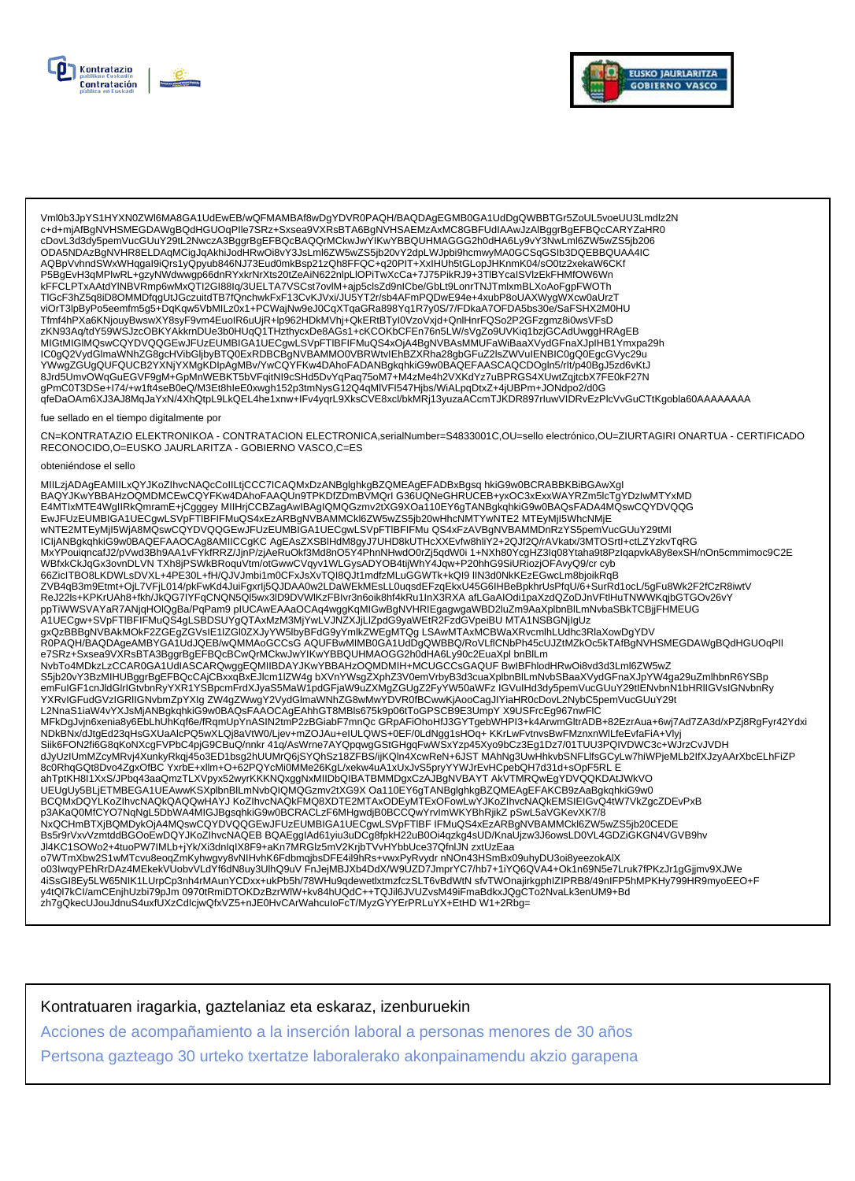Vml0b3JpYS1HYXN0ZWl6MA8GA1UdEwEB/wQFMAMBAf8wDgYDVR0PAQH/BAQDAgEGMB0GA1UdDgQWBBTGr5ZoUL5voeUU3Lmdlz2N
c+d+mjAfBgNVHSMEGDAWgBQdHGUOqPIle7SRz+Sxsea9VXRsBTA6BgNVHSAEMzAxMC8GBFUdIAAwJzAlBggrBgEFBQcCARYZaHR0
cDovL3d3dy5pemVucGUuY29tL2NwczA3BggrBgEFBQcBAQQrMCkwJwYIKwYBBQUHMAGGG2h0dHA6Ly9vY3NwLml6ZW5wZS5jb206
ODA5NDAzBgNVHR8ELDAqMCigJqAkhiJodHRwOi8vY3JsLml6ZW5wZS5jb20vY2dpLWJpbi9hcmwyMA0GCSqGSIb3DQEBBQUAA4IC
AQBpVvhndSWxWHqgaI9iQrs1yQpyub846NJ73Eud0mkBsp21zQh8FFQC+q20PIT+XxIHUh5tGLopJHKnmK04/sO0tz2xekaW6CKf
P5BgEvH3qMPlwRL+gzyNWdwwgp66dnRYxkrNrXts20tZeAiN622nlpLlOPiTwXcCa+7J75PikRJ9+3TlBYcaISVlzEkFHMfOW6Wn
kFFCLPTxAAtdYlNBVRmp6wMxQTI2GI88Iq/3UELTA7VSCst7ovlM+ajp5clsZd9nICbe/GbLt9LonrTNJTmlxmBLXoAoFgpFWOTh
TlGcF3hZ5q8iD8OMMDfqgUtJGczuitdTB7fQnchwkFxF13CvKJVxi/JU5YT2r/sb4AFmPQDwE94e+4xubP8oUAXWygWXcw0aUrzT
viOrT3lpByPo5eemfm5g5+DqKqw5VbMlLz0x1+PCWajNw9eJ0CqXTqaGRa898Yq1R7y0S/7/FDkaA7OFDA5bs30e/SaFSHX2M0HU
Tfmf4hPXa6KNjouyBwswXY8syF9vm4EuolR6uUjR+lp962HDkMVhj+QkERtBTyl0VzoVxjd+QnlHnrFQSo2P2GFzgmz8i0wsVFsD
zKN93Aq/tdY59WSJzcOBKYAkkrnDUe3b0HUqQ1THzthycxDe8AGs1+cKCOKbCFEn76n5LW/sVgZo9UVKiq1bzjGCAdUwggHRAgEB
MIGtMIGlMQswCQYDVQQGEwJFUzEUMBIGA1UECgwLSVpFTlBFIFMuQS4xOjA4BgNVBAsMMUFaWiBaaXVydGFnaXJpIHB1Ymxpa29h
IC0gQ2VydGlmaWNhZG8gcHVibGljbyBTQ0ExRDBCBgNVBAMMO0VBRWtvIEhBZXRha28gbGFuZ2lsZWVuIENBIC0gQ0EgcGVyc29u
YWwgZGUgQUFQUCB2YXNjYXMgKDIpAgMBv/YwCQYFKw4DAhoFADANBgkqhkiG9w0BAQEFAASCAQCDOgln5/rIt/p40BgJ5zd6vKtJ
8Jrd5UmvOWqGuEGVF9gM+GpMnWEBKT5bVFqitNI9cSHd5DvYqPaq75oM7+M4zMe4h2VXKdYz7uBPRGS4XUwtZqjtcbX7FE0kF27N
gPmC0T3DSe+I74/+w1ft4seB0eQ/M3Et8hIeE0xwgh152p3tmNysG12Q4qMlVFI547Hjbs/WiALpqDtxZ+4jUBPm+JONdpo2/d0G
qfeDaOAm6XJ3AJ8MqJaYxN/4XhQtpL9LkQEL4he1xnw+IFv4yqrL9XksCVE8xcl/bkMRj13yuzaACcmTJKDR897rluwVIDRvEzPlcVvGuCTtKgobla60AAAAAAAA

fue sellado en el tiempo digitalmente por

CN=KONTRATAZIO ELEKTRONIKOA - CONTRATACION ELECTRONICA,serialNumber=S4833001C,OU=sello electrónico,OU=ZIURTAGIRI ONARTUA - CERTIFICADO RECONOCIDO,O=EUSKO JAURLARITZA - GOBIERNO VASCO,C=ES

obteniéndose el sello

MIILzjADAgEAMIILxQYJKoZIhvcNAQcCoIILtjCCC7ICAQMxDzANBglghkgBZQMEAgEFADBxBgsq hkiG9w0BCRABBKBiBGAwXgI
BAQYJKwYBBAHzOQMDMCEwCQYFKw4DAhoFAAQUn9TPKDfZDmBVMQrI G36UQNeGHRUCEB+yxOC3xExxWAYRZm5lcTgYDzIwMTYxMD
E4MTIxMTE4WgIIRkQmramE+jCgggey MIIHrjCCBZagAwIBAgIQMQGzmv2tXG9XOa110EY6gTANBgkqhkiG9w0BAQsFADA4MQswCQYDVQQG
EwJFUzEUMBIGA1UECgwLSVpFTlBFIFMuQS4xEzARBgNVBAMMCkl6ZW5wZS5jb20wHhcNMTYwNTE2 MTEyMjI5WhcNMjE
wNTE2MTEyMjI5WjA8MQswCQYDVQQGEwJFUzEUMBIGA1UECgwLSVpFTlBFIFMu QS4xFzAVBgNVBAMMDnRzYS5pemVucGUuY29tMI
ICIjANBgkqhkiG9w0BAQEFAAOCAg8AMIICCgKC AgEAsZXSBlHdM8gyJ7UHD8kUTHcXXEvfw8hliY2+2QJf2Q/rAVkatx/3MTOSrtl+ctLZYzkvTqRG
MxYPouiqncafJ2/pVwd3Bh9AA1vFYkfRRZ/JjnP/zjAeRuOkf3Md8nO5Y4PhnNHwdO0rZj5qdW0i 1+NXh80YcgHZ3lq08Ytaha9t8PzIqapvkA8y8exSH/nOn5cmmimoc9C2E
WBfxkCkJqGx3ovnDLVN TXh8jPSWkBRoquVtm/otGwwCVqyv1WLGysADYOB4tijWhY4Jqw+P20hhG9SiURiozjOFAvyQ9/cr cyb
66ZicITBO8LKDWLsDVXL+4PE30L+fH/QJVJmbi1m0CFxJsXvTQI8QJt1mdfzMLuGGWTk+kQI9 lIN3d0NkKEzEGwcLm8bjoikRqB
ZVB4qB3m9Etmt+OjL7VFjL014/pkFwKd4JuiFgxrIj5QJDAA0w2LDaWEkMEsLL0uqsdEFzqEkxU45G6IHBeBpkhrUsPfqU/6+SurRd1ocL/5gFu8Wk2F2fCzR8iwtV
ReJ22ls+KPKrUAh8+fkh/JkQG7IYFqCNQN5Ql5wx3lD9DVWlKzFBIvr3n6oik8hf4kRu1lnX3RXA afLGaAlOdi1paXzdQZoDJnVFtlHuTNWWKqjbGTGOv26vY
ppTiWWSVAYaR7ANjqHOlQgBa/PqPam9 pIUCAwEAAaOCAq4wggKqMIGwBgNVHRIEgagwgaWBD2luZm9AaXplbnBlLmNvbaSBkTCBjjFHMEUG
A1UECgw+SVpFTlBFIFMuQS4gLSBDSUYgQTAxMzM3MjYwLVJNZXJjLlZpdG9yaWEtR2FzdGVpeiBU MTA1NSBGNjIgUz
gxQzBBBgNVBAkMOkF2ZGEgZGVsIE1lZGl0ZXJyYW5lbyBFdG9yYmlkZWEgMTQg LSAwMTAxMCBWaXRvcmlhLUdhc3RlaXowDgYDV
R0PAQH/BAQDAgeAMBYGA1UdJQEB/wQMMAoGCCsG AQUFBwMIMB0GA1UdDgQWBBQ/RoVLflCNbPh45cUJZtMZkOc5kTAfBgNVHSMEGDAWgBQdHGUOqPIl
e7SRz+Sxsea9VXRsBTA3BggrBgEFBQcBCwQrMCkwJwYIKwYBBQUHMAOGG2h0dHA6Ly90c2EuaXpl bnBlLm
NvbTo4MDkzLzCCAR0GA1UdIASCARQwggEQMIIBDAYJKwYBBAHzOQMDMIH+MCUGCCsGAQUF BwIBFhlodHRwOi8vd3d3Lml6ZW5wZ
S5jb20vY3BzMIHUBggrBgEFBQcCAjCBxxqBxEJlcm1lZW4g bXVnYWsgZXphZ3V0emVrbyB3d3cuaXplbnBlLmNvbSBaaXVydGFnaXJpYW4ga29uZmlhbnR6YSBp
emFuIGF1cnJldGlrIGtvbnRyYXR1YSBpcmFrdXJyaS5MaW1pdGFjaW9uZXMgZGUgZ2FyYW50aWFz IGVuIHd3dy5pemVucGUuY29tIENvbnN1bHRlIGVsIGNvbnRy
YXRvIGFudGVzIGRlIGNvbmZpYXIg ZW4gZWwgY2VydGlmaWNhZG8wMwYDVR0fBCwwKjAooCagJIYiaHR0cDovL2NybC5pemVucGUuY29t
L2NnaS1iaW4vYXJsMjANBgkqhkiG9w0BAQsFAAOCAgEAhhGT8MBls675k9p06tToGPSCB9E3UmpY X9USFrcEg967nwFlC
MFkDgJvjn6xenia8y6EbLhUhKqf6e/fRqmUpYnASIN2tmP2zBGiabF7mnQc GRpAFiOhoHfJ3GYTgebWHPI3+k4ArwmGltrADB+82EzrAua+6wj7Ad7ZA3d/xPZj8RgFyr42Ydxi
NDkBNx/dJtgEd23qHsGXUaAlcPQ5wXLQj8aVtW0/Ljev+mZOJAu+eIULQWS+0EF/0LdNgg1sHOq+ KKrLwFvtnvsBwFMznxnWlLfeEvfaFiA+Vlyj
Siik6FON2fi6G8qKoNXcgFVPbC4pjG9CBuQ/nnkr 41q/AsWrne7AYQpqwgGStGHgqFwWSxYzp45Xyo9bCz3Eg1Dz7/01TUU3PQIVDWC3c+WJrzCvJVDH
dJyUzIUmMZcyMRvj4XunkyRkqj45o3ED1bsg2hUUMrQ6jSYQhSz18ZFBS/ijKQln4XcwReN+6JST MAhNg3UwHhkvbSNFLlfsGCyLw7hiWPjeMLb2lfXJzyAArXbcELhFiZP
8c0RhqGQt8Dvo4ZgxOfBC YxrbE+xllm+O+62PQYcMi0MMe26KgL/xekw4uA1xUxJvS5pryYYWJrEvHCpebQH7d31d+sOpF5RL E
ahTptKH8l1XsS/JPbq43aaQmzTLXVpyx52wyrKKKNQxggNxMIIDbQIBATBMMDgxCzAJBgNVBAYT AkVTMRQwEgYDVQQKDAtJWkVO
UEUgUy5BLjETMBEGA1UEAwwKSXplbnBlLmNvbQIQMQGzmv2tXG9X Oa110EY6gTANBglghkgBZQMEAgEFAKCB9zAaBgkqhkiG9w0
BCQMxDQYLKoZIhvcNAQkQAQQwHAYJ KoZIhvcNAQkFMQ8XDTE2MTAxODEyMTExOFowLwYJKoZIhvcNAQkEMSIEIGvQ4tW7VkZgcZDEvPxB
p3AKaQ0MfCYO7NqNgL5DbWA4MIGJBgsqhkiG9w0BCRACLzF6MHgwdjB0BCCQwYrvlmWKYBhRjikZ pSwL5aVGKevXK7/8
NxQCHmBTXjBQMDykOjA4MQswCQYDVQQGEwJFUzEUMBIGA1UECgwLSVpFTlBF IFMuQS4xEzARBgNVBAMMCkl6ZW5wZS5jb20CEDE
Bs5r9rVxvVzmtddBGOoEwDQYJKoZIhvcNAQEB BQAEggIAd61yiu3uDCg8fpkH22uB0Oi4qzkg4sUD/KnaUjzw3J6owsLD0VL4GDZiGKGN4VGVB9hv
Jl4KC1SOWo2+4tuoPW7IMLb+jYk/Xi3dnIqIX8F9+aKn7MRGlz5mV2KrjbTVvHYbbUce37QfnlJN zxtUzEaa
o7WTmXbw2S1wMTcvu8eoqZmKyhwgvy8vNIHvhK6FdbmqjbsDFE4l9hRs+vwxPyRvydr nNOn43HSmBx09uhyDU3oi8yeezokAlX
o03lwqyPEhRrDAz4MEkekVUobvVLdYf6dN8uy3UlhQ9uV FnJejMBJXb4DdX/W9UZD7JmprYC7/hb7+1iYQ6QVA4+Ok1n69N5e7Lruk7fPKzJr1gGjjmv9XJWe
4iSsGI8Ey5LW65NIK1LUrpCp3nh4rMAunYCDxx+ukPb5h/78WHu9qdewetlxtmzfczSLT6vBdWtN sfvTWOnajirkgphIZIPRB8/49nIFP5hMPKHy799HR9myoEEO+F
y4tQl7kCl/amCEnjhUzbi79pJm 0970tRmiDTOKDzBzrWlW+kv84hUQdC++TQJil6JVUZvsM49iFmaBdkxJQgCTo2NvaLk3enUM9+Bd
zh7gQkecUJouJdnuS4uxfUXzCdlcjwQfxVZ5+nJE0HvCArWahculoFcT/MyzGYYErPRLuYX+EtHD W1+2Rbg=

Kontratuaren iragarkia, gaztelaniaz eta eskaraz, izenburuekin

Acciones de acompañamiento a la inserción laboral a personas menores de 30 años

Pertsona gazteago 30 urteko txertatze laboralerako akonpainamendu akzio garapena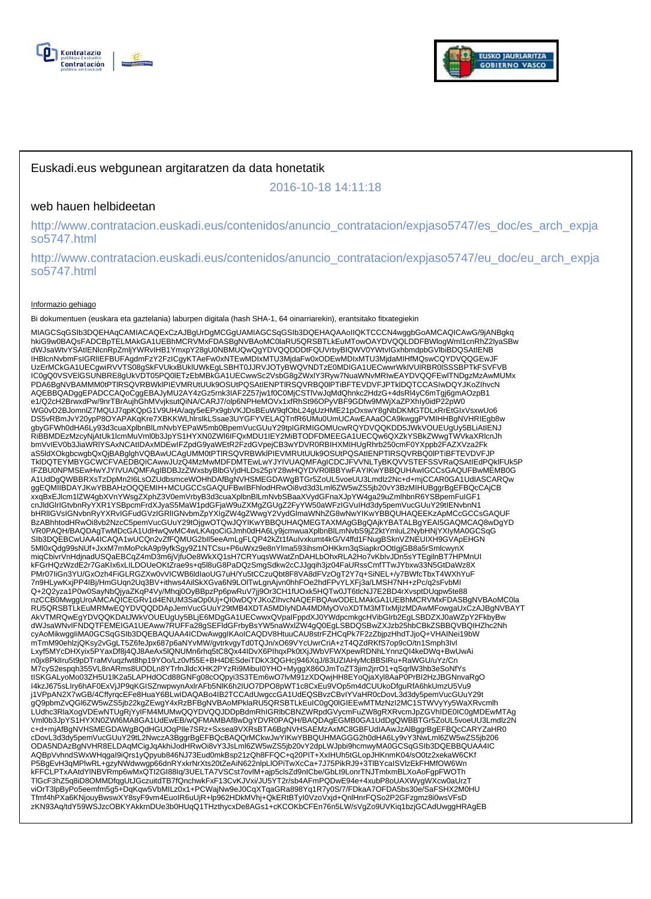Euskadi.eus webgunean argitaratzen da data honetatik

2016-10-18 14:11:18

web hauen helbideetan

http://www.contratacion.euskadi.eus/contenidos/anuncio_contratacion/expjaso5747/es_doc/es_arch_expjaso5747.html

http://www.contratacion.euskadi.eus/contenidos/anuncio_contratacion/expjaso5747/eu_doc/eu_arch_expjaso5747.html

Informazio gehiago

Bi dokumentuen (euskara eta gaztelania) laburpen digitala (hash SHA-1, 64 oinarriarekin), erantsitako fitxategiekin

MIAGCSqGSIb3DQEHAqCAMIACAQExCzAJBgUrDgMCGgUAMIAGCSqGSIb3DQEHAQAAoIIQKTCCCN4wggbGoAMCAQICAwG/9jANBgkqhkiG9w0BAQsFADCBpTELMAkGA1UEBhMCRVMxFDASBgNVBAoMC0laRU5QRSBTLkEuMTowOAYDVQQLDDFBWlogWml1cnRhZ2lyaSBwdWJsaWtvYSAtIENlcnRpZmljYWRvIHB1YmxpY28gU0NBMUQwQgYDVQQDDDtFQUVrbyBIQWV0YWtvIGxhbmdpbGVlbiBDQSAtIENBIHBlcnNvbmFsSGRlIEFBUFAgdmFzY2FzICgyKTAeFw0xNTEwMDIxMTU3MjdaFw0xODEwMDIxMTU3MjdaMIHfMQswCQYDVQQGEwJFUzErMCkGA1UECgwiRVVTS08gSkFVUkxBUklUWkEgLSBHT0JJRVJOTyBWQVNDTzE0MDIGA1UECwwrWklVUlRBR0lSSSBPTkFSVFVBIC0gQ0VSVElGSUNBRE8gUkVDT05PQ0lETzEbMBkGA1UECwwSc2VsbG8gZWxlY3Ryw7NuaWNvMRIwEAYDVQQFEwlTNDgzMzAwMUMxPDA6BgNVBAMMM0tPTlRSQVRBWklPIEVMRUtUUk9OSUtPQSAtIENPTlRSQVRBQ0lPTiBFTEVDVFJPTklDQTCCASIwDQYJKoZIhvcNAQEBBQADggEPADCCAQoCggEBAJyMU2AY4zGz5rnk3IAF2Z57jw1f0C0MjCSTlVwJqMdQhnkc2HdzG+4dsRl4yC6mTgj6gmAOzpB1e1/Q2cH2BrwxdPw/9nrTBrAujhGhMVvjksutQiNA/CARJ7/olp6NPHeMOVx1xfRhSt96OPyVBF9GDfw9MWjXaZPXhly0idP22pW0WG0vD2BJomnlZ7MQUJ7qpKQpG1V9UHA/aqy5eEPx9gbVKJDsBEuW9qfObL24gUzHME21pOxswY8gNbDKMGTDLxRrEtGIxVsxwUo6DS5vRBmJvY20ypP8OYAPAKqKre7XBKKWLhlrsIkLSsae3UYGFYVELAQTnfR6UMu0UmUCAwEAAaOCA9kwggPVMIHHBgNVHRIEgb8wgbyGFWh0dHA6Ly93d3cuaXplbnBlLmNvbYEPaW5mb0BpemVucGUuY29tpIGRMIGOMUcwRQYDVQQKDD5JWkVOUEUgUy5BLiAtIENJRiBBMDEzMzcyNjAtUk1lcmMuVml0b3JpYS1HYXN0ZWl6IFQxMDU1IEY2MiBTODFDMEEGA1UECQw6QXZkYSBkZWwgTWVkaXRlcnJhbmVvIEV0b3JiaWRlYSAxNCAtIDAxMDEwIFZpdG9yaWEtR2FzdGVpejCB3wYDVR0RBIHXMIHUgRhrb250cmF0YXpb2FAZXVza2FkaS5ldXOkgbcwgbQxQjBABglghVQBAwUCAgUMM0tPTlRSQVRBWklPIEVMRUtUUk9OSUtPQSAtIENPTlRSQVRBQ0lPTiBFTEVDVFJPTklDQTEYMBYGCWCFVAEDBQICAwwJUzQ4MzMwMDFDMTEwLwYJYIVUAQMFAgICDCJFVVNLTyBKQVVSTEFSSVRaQSAtIEdPQklFUk5PIFZBU0NPMSEwHwYJYIVUAQMFAgIBDBJzZWxsbyBlbGVjdHLDs25pY28wHQYDVR0lBBYwFAYIKwYBBQUHAwIGCCsGAQUFBwMEMB0GA1UdDgQWBBRXsTzDpMn2I6LsOZUdbsmceWOHhDAfBgNVHSMEGDAWgBTGr5ZoUL5voeUU3Lmdlz2Nc+d+mjCCAR0GA1UdIASCARQwggEQMIIBDAYJKwYBBAHzOQQEMIH+MCUGCCsGAQUFBwIBFhlodHRwOi8vd3d3Lml6ZW5wZS5jb20vY3BzMIHUBggrBgEFBQcCAjCBxxqBxEJlcm1lZW4gbXVnYWsgZXphZ3V0emVrbyB3d3cuaXplbnBlLmNvbSBaaXVydGFnaXJpYW4gc29uZmlhbnR6YSBpemFuIGF1cnJldGlrIGtvbnRyYXR1YSBpcmFrdXJyaS5MaW1pdGFjaW9uZXMgZGUgZ2FyYW50aWFzIGVuIHd3dy5pemVucGUuY29tIENvbnN1bHRlIGVsIGNvbnRyYXRvIGFudGVzIGRlIGNvbmZpYXIgZW4gZWwgY2VydGlmaWNhZG8wNwYIKwYBBQUHAQEEKzApMCcGCCsGAQUFBzABhhtodHRwOi8vb2NzcC5pemVucGUuY29tOjgwOTQwJQYIKwYBBQUHAQMEGTAXMAgGBgQAjkYBATALBgYEAI5GAQMCAQ8wDgYDVR0PAQH/BAQDAgTwMDcGA1UdHwQwMC4wLKAqoCiGJmh0dHA6Ly9jcmwuaXplbnBlLmNvbS9jZ2ktYmluL2NybHNjYXlyMA0GCSqGSIb3DQEBCwUAA4ICAQA1wUCQn2vZfFQMUG2bIl5eeAmLgFLQP42kZt1fAulvxkumt4kG/V4ffd1FNugBSknVZNEUIXH9GVApEHGN5Ml0xQdg99sNUf+JxxM7mMoPckA9p9yfkSgy9Z1NTCsu+P6uWxz9e8nYIma593ihsmOHKkrn3qSiapkrOOtlgjGB8a5rSmlcwynXmiqCbivrVnHdjnadUSQaEBCqZ4mD3m6jVjfuOe8WkXQ1sH7CRYuqsWWatZnDAHLbOhxRLA2Ho7vKblvJDn5sYTEgilnBT7HPMnUlkFGrHQzWzdE2r7GaKlx6xLILDOUeOKtZrae9s+q5l8uG8PaDQzSmgSdkw2cCJJgqih3jz04FaURssCmfTTwJYbxw33N5GtDaWz8XPMr07IiGn3YU/GxOzh4FiGLRGZXw0vVICWB6ldlaoUG7uH/Yu5tCCzuQbt8F8VA8dFVzOgT2Y7q+SiNEL+/y7BWfcTbxT4WXhYuF7n9HLywKxjPP4IBj/HmGUqn2Uq3BV+ithws4AilSkXGva6N9LOlTwLgnAjvn0hhFOe2hdFPvYLXFj3a/LMSH7NH+zPc/q2sFvbMIQ+2Q2yza1P0w0SayNbQjyaZKqP4Vy/Mhqj0OyBBpzPp6pwRuV7jj9Or3CH1fUOxk5HQTw0JT6tlcNJ7E2BD4rXvsptDUqpw5te88nzCCB0MwggUroAMCAQICEGRv1d4ENUM3SaOp0Uj+QI0wDQYJKoZIhvcNAQEFBQAwODELMAkGA1UEBhMCRVMxFDASBgNVBAoMC0laRU5QRSBTLkEuMRMwEQYDVQQDDApJemVucGUuY29tMB4XDTA5MDIyNDA4MDMyOVoXDTM3MTIxMjIzMDAwMFowgaUxCzAJBgNVBAYTAkVTMRQwEgYDVQQKDAtJWkVOUEUgUy5BLjE6MDgGA1UECwwxQVpaIFppdXJ0YWdpcmkgcHVibGlrb2EgLSBDZXJ0aWZpY2FkbyBwdWJsaWNvIFNDQTFEMEIGA1UEAww7RUFFa28gSEFldGFrbyBsYW5naWxlZW4gQ0EgLSBDQSBwZXJzb25hbCBkZSBBQVBQIHZhc2NhcyAoMikwggIiMA0GCSqGSIb3DQEBAQUAA4ICDwAwggIKAoICAQDV8HtuuCAU8strFZHCqPk7F2zZbjpzHhdTJjoQ+VHAINei19bWmTmM90ehlzjQKsy2vGgLT5Z6feJpx687p6aNYvMW/gvtrkvgyTd0TQJn/xO69VYcUwrCriA+zT4QZdRKfS7op9cO/tn1Smph3IvlLxyf5MYcDHXyix5PYaxDf8j4QJ8AeAx5lQNUMn6rhq5tC8Qx44IDvX6PIhqxPk0tXjJWbVFWXpewRDNhLYnnzQI4keDWq+BwUwAin0jx8PkIlru5t9pDTraMVuqzfwt8hp19YOo/Lz0vf55E+BH4DESdeiTDkX3QGHcj946Xq/83UZlAHyMcBBSlRu+RaWGU/uYz/CnM7cyS2espqh355VL8nARms8UODLn8YTrfnJldcXHK2PYzRi9Mibul0YHO+MyggX86OJmToZT3jim2jrrO1+qSqrlW3hb3eSoNfYstlSKGALyoMo5ZB5U1lK2a5LAPHdOCd88GNFg08cOQpyi3S3TEm6wO7lvM91zXDQwjHH8EYoQjaXyl8AaP0PrBI2HzJBGNnvaRgOI4kzJ675sLIry6hAF0ExVjJP9qKGISZnwpwynAxlrAFb5NlK6h2IUO7DPO8pWT1c8CxEu9VOp5m4dCUUkoDfguRfA6hkUmzU5Vu9j1VPpAN2X7wGB/4CffyrqcEFe8HuaY6BLwIDAQABo4IB2TCCAdUwgccGA1UdEQSBvzCBvIYVaHR0cDovL3d3dy5pemVucGUuY29tgQ9pbmZvQGl6ZW5wZS5jb22kgZEwgY4xRzBFBgNVBAoMPklaRU5QRSBTLkEuIC0gQ0lGIEEwMTMzNzI2MC1STWVyYy5WaXRvcmlhLUdhc3RlaXogVDEwNTUgRjYyIFM4MUMwQQYDVQQJDDpBdmRhIGRlbCBNZWRpdGVycmFuZW8gRXRvcmJpZGVhIDE0IC0gMDEwMTAgVml0b3JpYS1HYXN0ZWl6MA8GA1UdEwEB/wQFMAMBAf8wDgYDVR0PAQH/BAQDAgEGMB0GA1UdDgQWBBTGr5ZoUL5voeUU3Lmdlz2Nc+d+mjAfBgNVHSMEGDAWgBQdHGUOqPIle7SRz+Sxsea9VXRsBTA6BgNVHSAEMzAxMC8GBFUdIAAwJzAlBggrBgEFBQcCARYZaHR0cDovL3d3dy5pemVucGUuY29tL2NwczA3BggrBgEFBQcBAQQrMCkwJwYIKwYBBQUHMAGGG2h0dHA6Ly9vY3NwLml6ZW5wZS5jb206ODA5NDAzBgNVHR8ELDAqMCigJqAkhiJodHRwOi8vY3JsLml6ZW5wZS5jb20vY2dpLWJpbi9hcmwyMA0GCSqGSIb3DQEBBQUAA4ICAQBpVvhndSWxWHqgaI9iQrs1yQpyub846NJ73Eud0mkBsp21zQh8FFQC+p20PIT+XxIHUh5tGLopJHKnmK04/sO0tz2xekaW6CKfP5BgEvH3qMPlwRL+gzyNWdwwgp66dnRYxkrNrXts20tZeAiN622nlpLlOPiTwXcCa+7J75PikRJ9+3TlBYcalSVlzEkFHMfOW6WnkFFCLPTxAAtdYlNBVRmp6wMxQTI2GI88Iq/3UELTA7VSCst7ovlM+ajp5clsZd9nICbe/GbLt9LonrTNJTmlxmBLXoAoFgpFWOThTlGcF3hZ5q8iD8OMMDfqgUtJGczuitdTB7fQnchwkFxF13CvKJVxi/JU5YT2r/sb4AFmPQDwE94e+4xubP8oUAXWygWXcw0aUrzTviOrT3lpByPo5eemfm5g5+DqKqw5VbMILz0x1+PCWajNw9eJ0CqXTqaGRa898Yq1R7y0S/7/FDkaA7OFDA5bs30e/SaFSHX2M0HUTfmf4hPXa6KNjouyBwswXY8syF9vm4EuolR6uUjR+Ip962HDkMVhj+QkERtBTyl0VzoVxjd+QnlHnrFQSo2P2GFzgmz8i0wsVFsDzKN93Aq/tdY59WSJzcOBKYAkkrnDUe3b0HUqQ1THzthycxDe8AGs1+cKCOKbCFEn76n5LW/sVgZo9UVKiq1bzjGCAdUwggHRAgEB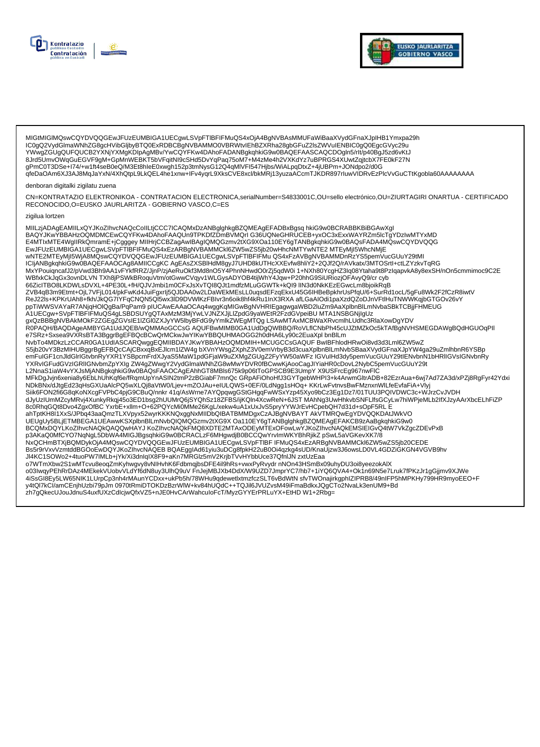MIGtMIGlMQswCQYDVQQGEwJFUzEUMBIGA1UECgwLSVpFTlBFIFMuQS4xOjA4BgNVBAsMMUFaWiBaaXVydGFnaXJpIHB1Ymxpa29h IC0gQ2VydGlmaWNhZG8gcHVibGljbyBTQ0ExRDBCBgNVBAMMO0VBRWtvIEhBZXRha28gbGFuZ2lsZWVuIENBIC0gQ0EgcGVyc29u YWwgZGUgQUFQUCB2YXNjYXMgKDIpAgMBv/YwCQYFKw4DAhoFADANBgkqhkiG9w0BAQEFAASCAQCDOgln5/rIt/p40BgJ5zd6vKtJ 8Jrd5UmvOWqGuEGVF9gM+GpMnWEBKT5bVFqitNI9cSHd5DvYqPaq75oM7+M4zMe4h2VXKdYz7uBPRGS4XUwtZqjtcbX7FE0kF27N gPmC0T3DSe+I74/+w1ft4seB0eQ/M3Et8hIeE0xwgh152p3tmNysG12Q4qMlVFI547Hjbs/WiALpqDtxZ+4jUBPm+JONdpo2/d0G qfeDaOAm6XJ3AJ8MqJaYxN/4XhQtpL9LkQEL4he1xnw+IFv4yqrL9XksCVE8xcl/bkMRj13yuzaACcmTJKDR897rIuwVIDRvEzPlcVvGuCTtKgobla60AAAAAAAA

denboran digitalki zigilatu zuena

CN=KONTRATAZIO ELEKTRONIKOA - CONTRATACION ELECTRONICA,serialNumber=S4833001C,OU=sello electrónico,OU=ZIURTAGIRI ONARTUA - CERTIFICADO RECONOCIDO,O=EUSKO JAURLARITZA - GOBIERNO VASCO,C=ES

zigilua lortzen

MIILzjADAgEAMIILxQYJKoZIhvcNAQcCoIILtjCCC7ICAQMxDzANBglghkgBZQMEAgEFADBxBgsq hkiG9w0BCRABBKBiBGAwXgI BAQYJKwYBBAHzOQMDMCEwCQYFKw4DAhoFAAQUn9TPKDfZDmBVMQrI G36UQNeGHRUCEB+yxOC3xExxWAYRZm5lcTgYDzIwMTYxMD E4MTIxMTE4WgIIRkQmramE+jCgggey MIIHrjCCBZagAwIBAgIQMQGzmv2tXG9XOa110EY6gTANBgkqhkiG9w0BAQsFADA4MQswCQYDVQQG EwJFUzEUMBIGA1UECgwLSVpFTlBFIFMuQS4xEzARBgNVBAMMCkl6ZW5wZS5jb20wHhcNMTYwNTE2 MTEyMjI5WhcNMjE wNTE2MTEyMjI5WjA8MQswCQYDVQQGEwJFUzEUMBIGA1UECgwLSVpFTlBFIFMu QS4xFzAVBgNVBAMMDnRzYS5pemVucGUuY29tMI ICIjANBgkqhkiG9w0BAQEFAAOCAg8AMIICCgKC AgEAsZXSBlHdM8gyJ7UHD8kUTHcXXEvfw8hliY2+2QJf2Q/rAVkatx/3MTOSrtl+ctLZYzkvTqRG MxYPouiqncafJ2/pVwd3Bh9AA1vFYkfRRZ/JjnP/zjAeRuOkf3Md8nO5Y4PhnNHwdO0rZj5qdW0i 1+NXh80YcgHZ3lq08Ytaha9t8PzIqapvkA8y8exSH/nOn5cmmimoc9C2E WBfxkCkJqGx3ovnDLVN TXh8jPSWkBRoquVtm/otGwwCVqyv1WLGysADYOB4tijWhY4Jqw+P20hhG9SiURiozjOFAvyQ9/cr cyb 66ZicITBO8LKDWLsDVXL+4PE30L+fH/QJVJmbi1m0CFxJsXvTQI8QJt1mdfzMLuGGWTk+kQI9 lIN3d0NkKEzEGwcLm8bjoikRqB ZVB4qB3m9Etmt+OjL7VFjL014/pkFwKd4JuiFgxrlj5QJDAA0w2LDaWEkMEsLL0uqsdEFzqEkxU45G6lHBeBpkhrUsPfqU/6+SurRd1ocL/5gFu8Wk2F2fCzR8iwtV ReJ22ls+KPKrUAh8+fkh/JkQG7IYFqCNQN5Ql5wx3lD9DVWlKzFBIvr3n6oik8hf4kRu1InX3RXA afLGaAlOdi1paXzdQZoDJnVFtlHuTNWWKqjbGTGOv26vY ppTiWWSVAYaR7ANjqHOlQgBa/PqPam9 pIUCAwEAAaOCAq4wggKqMIGwBgNVHRIEgagwgaWBD2luZm9AaXplbnBlLmNvbaSBkTCBjjFHMEUG A1UECgw+SVpFTlBFIFMuQS4gLSBDSUYgQTAxMzM3MjYwLVJNZXJjLlZpdG9yaWEtR2FzdGVpeiBU MTA1NSBGNjIgUz gxQzBBBgNVBAkMOkF2ZGEgZGVsIE1lZGl0ZXJyYW5lbyBFdG9yYmlkZWEgMTQg LSAwMTAxMCBWaXRvcmlhLUdhc3RlaXowDgYDV R0PAQH/BAQDAgeAMBYGA1UdJQEB/wQMMAoGCCsG AQUFBwMIMB0GA1UdDgQWBBQ/RoVLflCNbPh45cUJZtMZkOc5kTAfBgNVHSMEGDAWgBQdHGUOqPlI e7SRz+Sxsea9VXRsBTA3BggrBgEFBQcBCwQrMCkwJwYIKwYBBQUHMAOGG2h0dHA6Ly90c2EuaXpl bnBlLm NvbTo4MDkzLzCCAR0GA1UdIASCARQwggEQMIIBDAYJKwYBBAHzOQMDMIH+MCUGCCsGAQUF BwIBFhlodHRwOi8vd3d3Lml6ZW5wZ S5jb20vY3BzMIHUBggrBgEFBQcCAjCBxxqBxEJlcm1lZW4g bXVnYWsgZXphZ3V0emVrbyB3d3cuaXplbnBlLmNvbSBaaXVydGFnaXJpYW4ga29uZmlhbnR6YSBp emFuIGF1cnJldGlrIGtvbnRyYXR1YSBpcmFrdXJyaS5MaW1pdGFjaW9uZXMgZGUgZ2FyYW50aWFz IGVuIHd3dy5pemVucGUuY29tIENvbnN1bHRlIGVsIGNvbnRy YXRvIGFudGVzIGRlIGNvbmZpYXIg ZW4gZWwgY2VydGlmaWNhZG8wMwYDVR0fBCwwKjAooCagJIYiaHR0cDovL2NybC5pemVucGUuY29t L2NnaS1iaW4vYXJsMjANBgkqhkiG9w0BAQsFAAOCAgEAhhGT8MBls675k9p06tToGPSCB9E3UmpY X9USFrcEg967nwFIC MFkDgJvjn6xenia8y6EbLhUhKqf6e/fRqmUpYnASlN2tmP2zBGiabF7mnQc GRpAFiOhoHfJ3GYTgebWHPI3+k4ArwmGltrADB+82EzrAua+6wj7Ad7ZA3d/xPZj8RgFyr42Ydxi NDkBNx/dJtgEd23qHsGXUaAlcPQ5wXLQj8aVtW0/Ljev+mZOJAu+eIULQWS+0EF/0LdNgg1sHOq+ KKrLwFvtnvsBwFMznxnWlLfeEvfaFiA+Vlyj Siik6FON2fi6G8qKoNXcgFVPbC4pjG9CBuQ/nnkr 41q/AsWrne7AYQpqwgGStGHgqFwWSxYzp45Xyo9bCz3Eg1Dz7/01TUU3PQIVDWC3c+WJrzCvJVDH dJyUzIUmMZcyMRvj4XunkyRkqj45o3ED1bsg2hUUMrQ6jSYQhSz18ZFBS/ijKQln4XcwReN+6JST MAhNg3UwHhkvbSNFLlfsGCyLw7hiWPjeMLb2IfXJzyAArXbcELhFiZP 8c0RhqGQt8Dvo4ZgxOfBC YxrbE+xllm+O+62PQYcMi0MMe26KgL/xekw4uA1xUxJvS5pryYYWJrEvHCpebQH7d31d+sOpF5RL E ahTptKH8I1XxS/JPbq43aaQmzTLXVpyx52wyrKKKNQxggNxMIIDbQIBATBMMDgxCzAJBgNVBAYT AkVTMRQwEgYDVQQKDAtJWkVO UEUgUy5BLjETMBEGA1UEAwwKSXplbnBlLmNvbQIQMQGzmv2tXG9X Oa110EY6gTANBglghkgBZQMEAgEFAKCB9zAaBgkqhkiG9w0 BCQMxDQYLKoZIhvcNAQkQAQQwHAYJ KoZIhvcNAQkFMQ8XDTE2MTAxODEyMTExOFowLwYJKoZIhvcNAQkEMSIEIGvQ4tW7VkZgcZDEvPxB p3AKaQ0MfCYO7NqNgL5DbWA4MIGJBgsqhkiG9w0BCRACLzF6MHgwdjB0BCCQwYrvImWKYBhRjikZ pSwL5aVGKevXK7/8 NxQCHmBTXjBQMDykOjA4MQswCQYDVQQGEwJFUzEUMBIGA1UECgwLSVpFTlBF IFMuQS4xEzARBgNVBAMMCkl6ZW5wZS5jb20CEDE Bs5r9rVxvVzmtddBGOoEwDQYJKoZIhvcNAQEB BQAEggIAd61yiu3uDCg8fpkH22uB0Oi4qzkg4sUD/KnaUjzw3J6owsLD0VL4GDZiGKGN4VGVB9hv Jl4KC1SOWo2+4tuoPW7IMLb+jYk/Xi3dnIqIX8F9+aKn7MRGlz5mV2KrjbTVvHYbbUce37QfnlJN zxtUzEaa o7WTmXbw2S1wMTcvu8eoqZmKyhwgvy8vNIHvhK6FdbmqjbsDFE4il9hRs+vwxPyRvydr nNOn43HSmBx09uhyDU3oi8yeezokAlX o03IwqyPEhRrDAz4MEkekVUobvVLdYf6dN8uy3UlhQ9uV FnJejMBJXb4DdX/W9UZD7JmprYC7/hb7+1iYQ6QVA4+Ok1n69N5e7Lruk7fPKzJr1gGjjmv9XJWe 4iSsGI8Ey5LW65NIK1LUrpCp3nh4rMAunYCDxx+ukPb5h/78WHu9qdewetlxtmzfczSLT6vBdWtN sfvTWOnajirkgphlZIPRB8/49nIFP5hMPKHy799HR9myoEEO+F y4tQl7kCI/amCEnjhUzbi79pJm 0970tRmiDTOKDzBzrWlW+kv84HUQdC++TQJil6JVUZvsM49iFmaBdkxJQgCTo2NvaLk3enUM9+Bd zh7gQkecUJouJdnuS4uxfUXzCdlcjwQfxVZ5+nJE0HvCArWahculoFcT/MyzGYYErPRLuYX+EtHD W1+2Rbg=